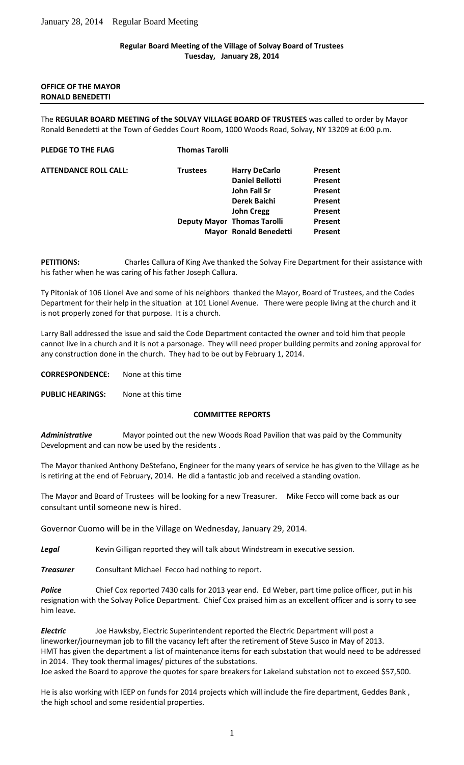**Regular Board Meeting of the Village of Solvay Board of Trustees**
**Tuesday, January 28, 2014**

**OFFICE OF THE MAYOR**
**RONALD BENEDETTI**

The **REGULAR BOARD MEETING of the SOLVAY VILLAGE BOARD OF TRUSTEES** was called to order by Mayor Ronald Benedetti at the Town of Geddes Court Room, 1000 Woods Road, Solvay, NY 13209 at 6:00 p.m.

**PLEDGE TO THE FLAG** **Thomas Tarolli**

| **ATTENDANCE ROLL CALL:** | **Trustees** | **Harry DeCarlo** | **Present** |
|---|---|---|---|
| | | **Daniel Bellotti** | **Present** |
| | | **John Fall Sr** | **Present** |
| | | **Derek Baichi** | **Present** |
| | | **John Cregg** | **Present** |
| | **Deputy Mayor** | **Thomas Tarolli** | **Present** |
| | **Mayor** | **Ronald Benedetti** | **Present** |

**PETITIONS:** Charles Callura of King Ave thanked the Solvay Fire Department for their assistance with his father when he was caring of his father Joseph Callura.

Ty Pitoniak of 106 Lionel Ave and some of his neighbors thanked the Mayor, Board of Trustees, and the Codes Department for their help in the situation at 101 Lionel Avenue. There were people living at the church and it is not properly zoned for that purpose. It is a church.

Larry Ball addressed the issue and said the Code Department contacted the owner and told him that people cannot live in a church and it is not a parsonage. They will need proper building permits and zoning approval for any construction done in the church. They had to be out by February 1, 2014.

**CORRESPONDENCE:** None at this time

**PUBLIC HEARINGS:** None at this time

**COMMITTEE REPORTS**

***Administrative*** Mayor pointed out the new Woods Road Pavilion that was paid by the Community Development and can now be used by the residents .

The Mayor thanked Anthony DeStefano, Engineer for the many years of service he has given to the Village as he is retiring at the end of February, 2014. He did a fantastic job and received a standing ovation.

The Mayor and Board of Trustees will be looking for a new Treasurer. Mike Fecco will come back as our consultant until someone new is hired.

Governor Cuomo will be in the Village on Wednesday, January 29, 2014.

***Legal*** Kevin Gilligan reported they will talk about Windstream in executive session.

***Treasurer*** Consultant Michael Fecco had nothing to report.

***Police*** Chief Cox reported 7430 calls for 2013 year end. Ed Weber, part time police officer, put in his resignation with the Solvay Police Department. Chief Cox praised him as an excellent officer and is sorry to see him leave.

***Electric*** Joe Hawksby, Electric Superintendent reported the Electric Department will post a lineworker/journeyman job to fill the vacancy left after the retirement of Steve Susco in May of 2013.
HMT has given the department a list of maintenance items for each substation that would need to be addressed in 2014. They took thermal images/ pictures of the substations.
Joe asked the Board to approve the quotes for spare breakers for Lakeland substation not to exceed $57,500.

He is also working with IEEP on funds for 2014 projects which will include the fire department, Geddes Bank , the high school and some residential properties.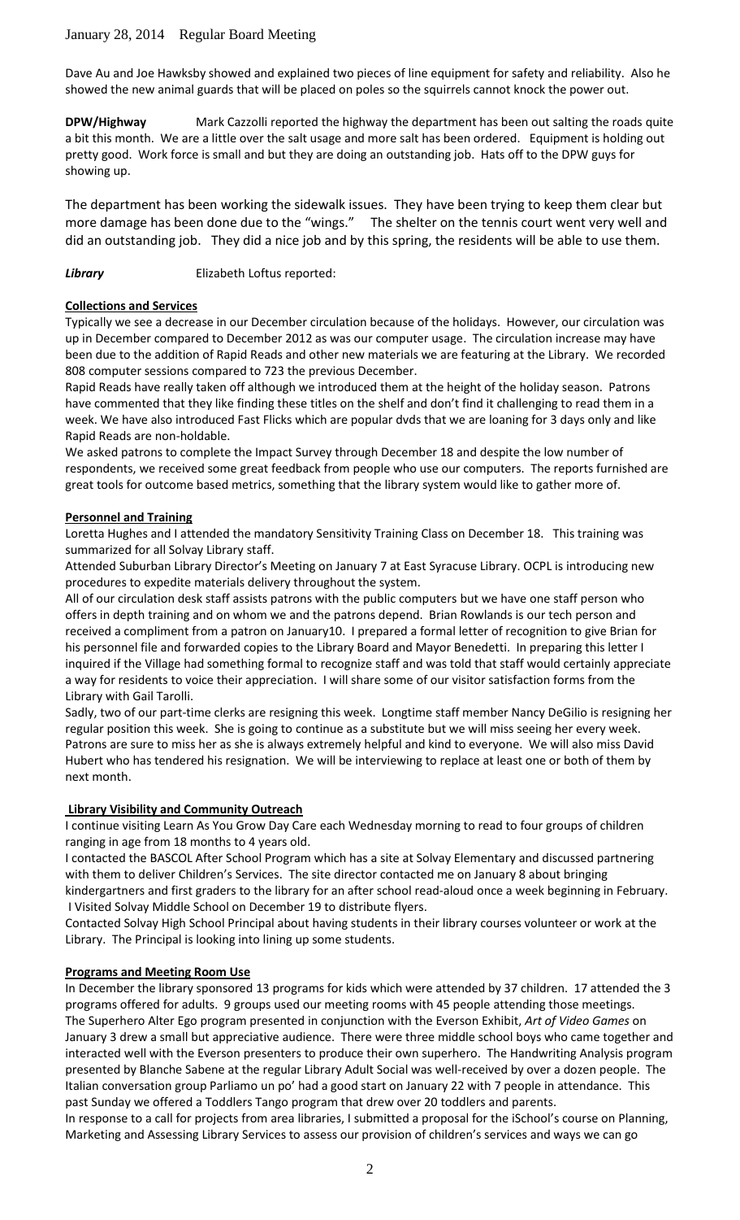January 28, 2014 Regular Board Meeting

Dave Au and Joe Hawksby showed and explained two pieces of line equipment for safety and reliability. Also he showed the new animal guards that will be placed on poles so the squirrels cannot knock the power out.

**DPW/Highway** Mark Cazzolli reported the highway the department has been out salting the roads quite a bit this month. We are a little over the salt usage and more salt has been ordered. Equipment is holding out pretty good. Work force is small and but they are doing an outstanding job. Hats off to the DPW guys for showing up.

The department has been working the sidewalk issues. They have been trying to keep them clear but more damage has been done due to the "wings." The shelter on the tennis court went very well and did an outstanding job. They did a nice job and by this spring, the residents will be able to use them.

***Library*** Elizabeth Loftus reported:

**Collections and Services**

Typically we see a decrease in our December circulation because of the holidays. However, our circulation was up in December compared to December 2012 as was our computer usage. The circulation increase may have been due to the addition of Rapid Reads and other new materials we are featuring at the Library. We recorded 808 computer sessions compared to 723 the previous December.

Rapid Reads have really taken off although we introduced them at the height of the holiday season. Patrons have commented that they like finding these titles on the shelf and don't find it challenging to read them in a week. We have also introduced Fast Flicks which are popular dvds that we are loaning for 3 days only and like Rapid Reads are non-holdable.

We asked patrons to complete the Impact Survey through December 18 and despite the low number of respondents, we received some great feedback from people who use our computers. The reports furnished are great tools for outcome based metrics, something that the library system would like to gather more of.

**Personnel and Training**

Loretta Hughes and I attended the mandatory Sensitivity Training Class on December 18. This training was summarized for all Solvay Library staff.

Attended Suburban Library Director's Meeting on January 7 at East Syracuse Library. OCPL is introducing new procedures to expedite materials delivery throughout the system.

All of our circulation desk staff assists patrons with the public computers but we have one staff person who offers in depth training and on whom we and the patrons depend. Brian Rowlands is our tech person and received a compliment from a patron on January10. I prepared a formal letter of recognition to give Brian for his personnel file and forwarded copies to the Library Board and Mayor Benedetti. In preparing this letter I inquired if the Village had something formal to recognize staff and was told that staff would certainly appreciate a way for residents to voice their appreciation. I will share some of our visitor satisfaction forms from the Library with Gail Tarolli.

Sadly, two of our part-time clerks are resigning this week. Longtime staff member Nancy DeGilio is resigning her regular position this week. She is going to continue as a substitute but we will miss seeing her every week. Patrons are sure to miss her as she is always extremely helpful and kind to everyone. We will also miss David Hubert who has tendered his resignation. We will be interviewing to replace at least one or both of them by next month.

**Library Visibility and Community Outreach**

I continue visiting Learn As You Grow Day Care each Wednesday morning to read to four groups of children ranging in age from 18 months to 4 years old.

I contacted the BASCOL After School Program which has a site at Solvay Elementary and discussed partnering with them to deliver Children's Services. The site director contacted me on January 8 about bringing kindergartners and first graders to the library for an after school read-aloud once a week beginning in February.

I Visited Solvay Middle School on December 19 to distribute flyers.

Contacted Solvay High School Principal about having students in their library courses volunteer or work at the Library. The Principal is looking into lining up some students.

**Programs and Meeting Room Use**

In December the library sponsored 13 programs for kids which were attended by 37 children. 17 attended the 3 programs offered for adults. 9 groups used our meeting rooms with 45 people attending those meetings.

The Superhero Alter Ego program presented in conjunction with the Everson Exhibit, *Art of Video Games* on January 3 drew a small but appreciative audience. There were three middle school boys who came together and interacted well with the Everson presenters to produce their own superhero. The Handwriting Analysis program presented by Blanche Sabene at the regular Library Adult Social was well-received by over a dozen people. The Italian conversation group Parliamo un po' had a good start on January 22 with 7 people in attendance. This past Sunday we offered a Toddlers Tango program that drew over 20 toddlers and parents.

In response to a call for projects from area libraries, I submitted a proposal for the iSchool's course on Planning, Marketing and Assessing Library Services to assess our provision of children's services and ways we can go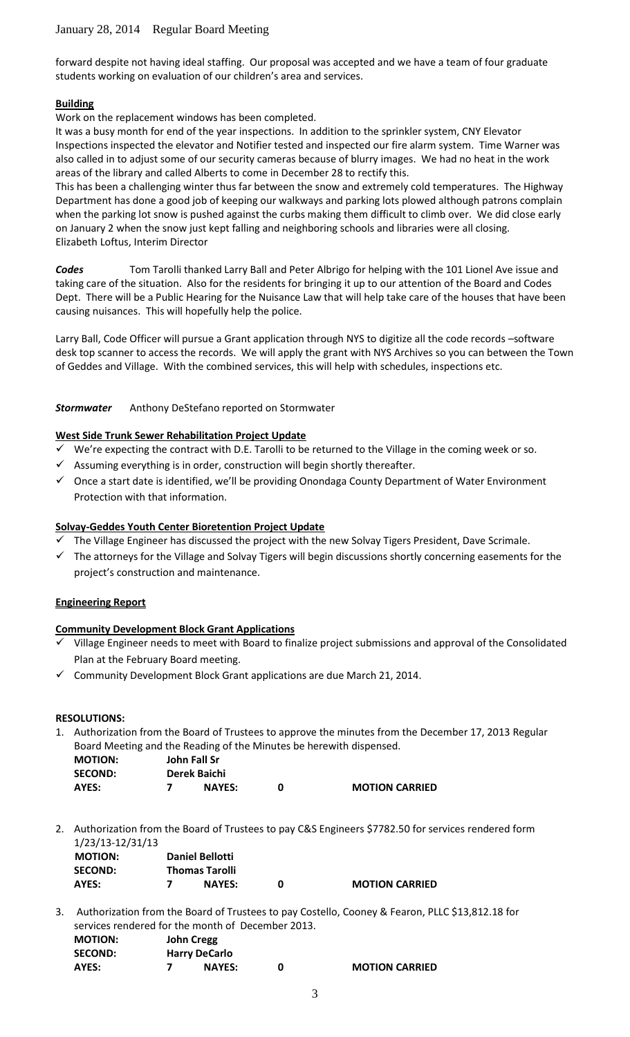forward despite not having ideal staffing. Our proposal was accepted and we have a team of four graduate students working on evaluation of our children's area and services.

**Building**

Work on the replacement windows has been completed.

It was a busy month for end of the year inspections. In addition to the sprinkler system, CNY Elevator Inspections inspected the elevator and Notifier tested and inspected our fire alarm system. Time Warner was also called in to adjust some of our security cameras because of blurry images. We had no heat in the work areas of the library and called Alberts to come in December 28 to rectify this.

This has been a challenging winter thus far between the snow and extremely cold temperatures. The Highway Department has done a good job of keeping our walkways and parking lots plowed although patrons complain when the parking lot snow is pushed against the curbs making them difficult to climb over. We did close early on January 2 when the snow just kept falling and neighboring schools and libraries were all closing.

Elizabeth Loftus, Interim Director

***Codes*** Tom Tarolli thanked Larry Ball and Peter Albrigo for helping with the 101 Lionel Ave issue and taking care of the situation. Also for the residents for bringing it up to our attention of the Board and Codes Dept. There will be a Public Hearing for the Nuisance Law that will help take care of the houses that have been causing nuisances. This will hopefully help the police.

Larry Ball, Code Officer will pursue a Grant application through NYS to digitize all the code records –software desk top scanner to access the records. We will apply the grant with NYS Archives so you can between the Town of Geddes and Village. With the combined services, this will help with schedules, inspections etc.

***Stormwater*** Anthony DeStefano reported on Stormwater

**West Side Trunk Sewer Rehabilitation Project Update**

- ✓ We're expecting the contract with D.E. Tarolli to be returned to the Village in the coming week or so.
- ✓ Assuming everything is in order, construction will begin shortly thereafter.
- ✓ Once a start date is identified, we'll be providing Onondaga County Department of Water Environment Protection with that information.

**Solvay-Geddes Youth Center Bioretention Project Update**

- ✓ The Village Engineer has discussed the project with the new Solvay Tigers President, Dave Scrimale.
- ✓ The attorneys for the Village and Solvay Tigers will begin discussions shortly concerning easements for the project's construction and maintenance.

**Engineering Report**

**Community Development Block Grant Applications**

- ✓ Village Engineer needs to meet with Board to finalize project submissions and approval of the Consolidated Plan at the February Board meeting.
- ✓ Community Development Block Grant applications are due March 21, 2014.

**RESOLUTIONS:**

1. Authorization from the Board of Trustees to approve the minutes from the December 17, 2013 Regular Board Meeting and the Reading of the Minutes be herewith dispensed.

| | | | | |
|---|---|---|---|---|
| **MOTION:** | **John Fall Sr** | | | |
| **SECOND:** | **Derek Baichi** | | | |
| **AYES:** | **7** | **NAYES:** | **0** | **MOTION CARRIED** |

2. Authorization from the Board of Trustees to pay C&S Engineers $7782.50 for services rendered form 1/23/13-12/31/13

| | | | | |
|---|---|---|---|---|
| **MOTION:** | **Daniel Bellotti** | | | |
| **SECOND:** | **Thomas Tarolli** | | | |
| **AYES:** | **7** | **NAYES:** | **0** | **MOTION CARRIED** |

3. Authorization from the Board of Trustees to pay Costello, Cooney & Fearon, PLLC $13,812.18 for services rendered for the month of December 2013.

| | | | | |
|---|---|---|---|---|
| **MOTION:** | **John Cregg** | | | |
| **SECOND:** | **Harry DeCarlo** | | | |
| **AYES:** | **7** | **NAYES:** | **0** | **MOTION CARRIED** |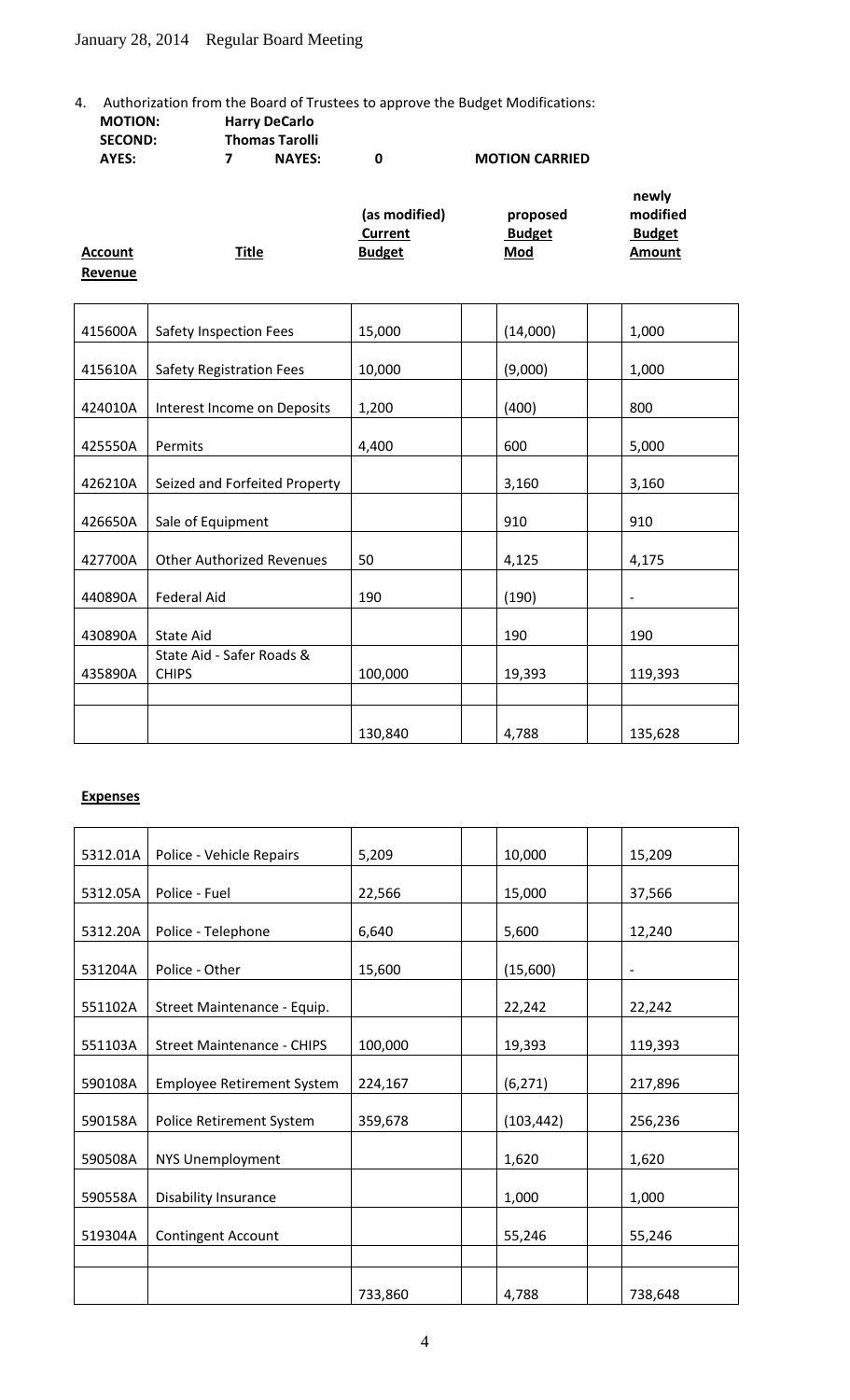January 28, 2014 Regular Board Meeting

4. Authorization from the Board of Trustees to approve the Budget Modifications:

**MOTION:** **Harry DeCarlo**
**SECOND:** **Thomas Tarolli**
**AYES:** **7** **NAYES:** **0** **MOTION CARRIED**

**Revenue**

| **Account** | **Title** | **(as modified) Current Budget** | **proposed Budget Mod** | **newly modified Budget Amount** |
|---|---|---|---|---|
| 415600A | Safety Inspection Fees | 15,000 | (14,000) | 1,000 |
| 415610A | Safety Registration Fees | 10,000 | (9,000) | 1,000 |
| 424010A | Interest Income on Deposits | 1,200 | (400) | 800 |
| 425550A | Permits | 4,400 | 600 | 5,000 |
| 426210A | Seized and Forfeited Property | | 3,160 | 3,160 |
| 426650A | Sale of Equipment | | 910 | 910 |
| 427700A | Other Authorized Revenues | 50 | 4,125 | 4,175 |
| 440890A | Federal Aid | 190 | (190) | - |
| 430890A | State Aid | | 190 | 190 |
| 435890A | State Aid - Safer Roads & CHIPS | 100,000 | 19,393 | 119,393 |
| | | | | |
| | | 130,840 | 4,788 | 135,628 |

**Expenses**

| **Account** | **Title** | **(as modified) Current Budget** | **proposed Budget Mod** | **newly modified Budget Amount** |
|---|---|---|---|---|
| 5312.01A | Police - Vehicle Repairs | 5,209 | 10,000 | 15,209 |
| 5312.05A | Police - Fuel | 22,566 | 15,000 | 37,566 |
| 5312.20A | Police - Telephone | 6,640 | 5,600 | 12,240 |
| 531204A | Police - Other | 15,600 | (15,600) | - |
| 551102A | Street Maintenance - Equip. | | 22,242 | 22,242 |
| 551103A | Street Maintenance - CHIPS | 100,000 | 19,393 | 119,393 |
| 590108A | Employee Retirement System | 224,167 | (6,271) | 217,896 |
| 590158A | Police Retirement System | 359,678 | (103,442) | 256,236 |
| 590508A | NYS Unemployment | | 1,620 | 1,620 |
| 590558A | Disability Insurance | | 1,000 | 1,000 |
| 519304A | Contingent Account | | 55,246 | 55,246 |
| | | | | |
| | | 733,860 | 4,788 | 738,648 |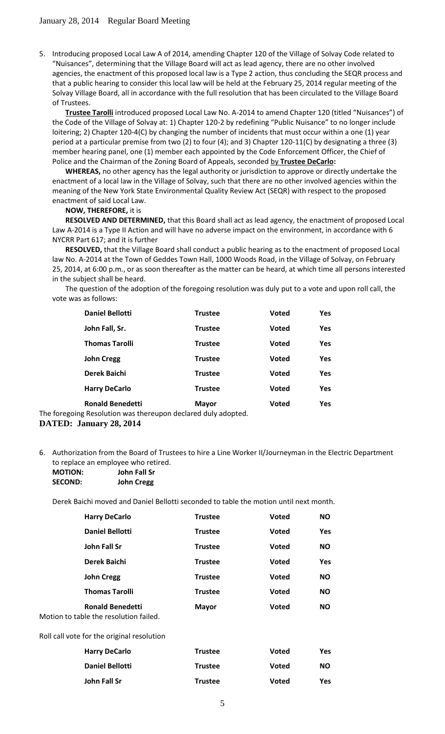5. Introducing proposed Local Law A of 2014, amending Chapter 120 of the Village of Solvay Code related to "Nuisances", determining that the Village Board will act as lead agency, there are no other involved agencies, the enactment of this proposed local law is a Type 2 action, thus concluding the SEQR process and that a public hearing to consider this local law will be held at the February 25, 2014 regular meeting of the Solvay Village Board, all in accordance with the full resolution that has been circulated to the Village Board of Trustees.

   **Trustee Tarolli** introduced proposed Local Law No. A-2014 to amend Chapter 120 (titled "Nuisances") of the Code of the Village of Solvay at: 1) Chapter 120-2 by redefining "Public Nuisance" to no longer include loitering; 2) Chapter 120-4(C) by changing the number of incidents that must occur within a one (1) year period at a particular premise from two (2) to four (4); and 3) Chapter 120-11(C) by designating a three (3) member hearing panel, one (1) member each appointed by the Code Enforcement Officer, the Chief of Police and the Chairman of the Zoning Board of Appeals, seconded by **Trustee DeCarlo:**

   **WHEREAS,** no other agency has the legal authority or jurisdiction to approve or directly undertake the enactment of a local law in the Village of Solvay, such that there are no other involved agencies within the meaning of the New York State Environmental Quality Review Act (SEQR) with respect to the proposed enactment of said Local Law.

   **NOW, THEREFORE,** it is

   **RESOLVED AND DETERMINED,** that this Board shall act as lead agency, the enactment of proposed Local Law A-2014 is a Type II Action and will have no adverse impact on the environment, in accordance with 6 NYCRR Part 617; and it is further

   **RESOLVED,** that the Village Board shall conduct a public hearing as to the enactment of proposed Local law No. A-2014 at the Town of Geddes Town Hall, 1000 Woods Road, in the Village of Solvay, on February 25, 2014, at 6:00 p.m., or as soon thereafter as the matter can be heard, at which time all persons interested in the subject shall be heard.

   The question of the adoption of the foregoing resolution was duly put to a vote and upon roll call, the vote was as follows:

| | | | |
|---|---|---|---|
| **Daniel Bellotti** | **Trustee** | **Voted** | **Yes** |
| **John Fall, Sr.** | **Trustee** | **Voted** | **Yes** |
| **Thomas Tarolli** | **Trustee** | **Voted** | **Yes** |
| **John Cregg** | **Trustee** | **Voted** | **Yes** |
| **Derek Baichi** | **Trustee** | **Voted** | **Yes** |
| **Harry DeCarlo** | **Trustee** | **Voted** | **Yes** |
| **Ronald Benedetti** | **Mayor** | **Voted** | **Yes** |

The foregoing Resolution was thereupon declared duly adopted.

**DATED: January 28, 2014**

6. Authorization from the Board of Trustees to hire a Line Worker II/Journeyman in the Electric Department to replace an employee who retired.

   **MOTION:** **John Fall Sr**
   **SECOND:** **John Cregg**

   Derek Baichi moved and Daniel Bellotti seconded to table the motion until next month.

| | | | |
|---|---|---|---|
| **Harry DeCarlo** | **Trustee** | **Voted** | **NO** |
| **Daniel Bellotti** | **Trustee** | **Voted** | **Yes** |
| **John Fall Sr** | **Trustee** | **Voted** | **NO** |
| **Derek Baichi** | **Trustee** | **Voted** | **Yes** |
| **John Cregg** | **Trustee** | **Voted** | **NO** |
| **Thomas Tarolli** | **Trustee** | **Voted** | **NO** |
| **Ronald Benedetti** | **Mayor** | **Voted** | **NO** |

Motion to table the resolution failed.

Roll call vote for the original resolution

| | | | |
|---|---|---|---|
| **Harry DeCarlo** | **Trustee** | **Voted** | **Yes** |
| **Daniel Bellotti** | **Trustee** | **Voted** | **NO** |
| **John Fall Sr** | **Trustee** | **Voted** | **Yes** |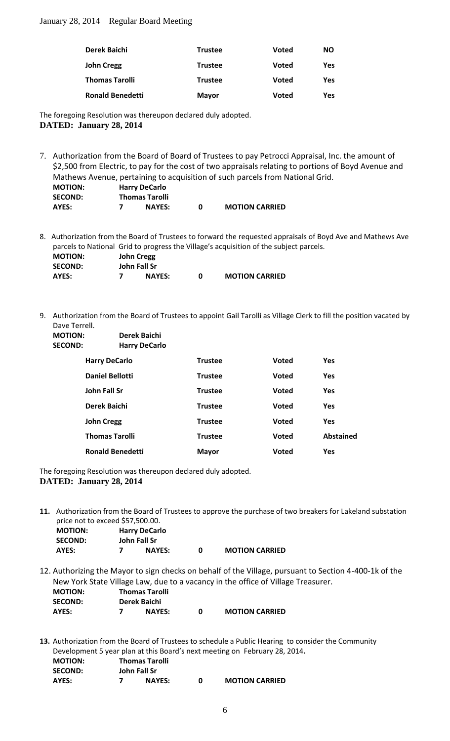| Derek Baichi | Trustee | Voted | NO |
|---|---|---|---|
| John Cregg | Trustee | Voted | Yes |
| Thomas Tarolli | Trustee | Voted | Yes |
| Ronald Benedetti | Mayor | Voted | Yes |

The foregoing Resolution was thereupon declared duly adopted.
**DATED: January 28, 2014**

7. Authorization from the Board of Board of Trustees to pay Petrocci Appraisal, Inc. the amount of $2,500 from Electric, to pay for the cost of two appraisals relating to portions of Boyd Avenue and Mathews Avenue, pertaining to acquisition of such parcels from National Grid.

**MOTION:** **Harry DeCarlo**
**SECOND:** **Thomas Tarolli**
**AYES:** **7** **NAYES:** **0** **MOTION CARRIED**

8. Authorization from the Board of Trustees to forward the requested appraisals of Boyd Ave and Mathews Ave parcels to National Grid to progress the Village's acquisition of the subject parcels.

**MOTION:** **John Cregg**
**SECOND:** **John Fall Sr**
**AYES:** **7** **NAYES:** **0** **MOTION CARRIED**

9. Authorization from the Board of Trustees to appoint Gail Tarolli as Village Clerk to fill the position vacated by Dave Terrell.

**MOTION:** **Derek Baichi**
**SECOND:** **Harry DeCarlo**

| Harry DeCarlo | Trustee | Voted | Yes |
|---|---|---|---|
| Daniel Bellotti | Trustee | Voted | Yes |
| John Fall Sr | Trustee | Voted | Yes |
| Derek Baichi | Trustee | Voted | Yes |
| John Cregg | Trustee | Voted | Yes |
| Thomas Tarolli | Trustee | Voted | Abstained |
| Ronald Benedetti | Mayor | Voted | Yes |

The foregoing Resolution was thereupon declared duly adopted.
**DATED: January 28, 2014**

**11.** Authorization from the Board of Trustees to approve the purchase of two breakers for Lakeland substation price not to exceed $57,500.00.

**MOTION:** **Harry DeCarlo**
**SECOND:** **John Fall Sr**
**AYES:** **7** **NAYES:** **0** **MOTION CARRIED**

12. Authorizing the Mayor to sign checks on behalf of the Village, pursuant to Section 4-400-1k of the New York State Village Law, due to a vacancy in the office of Village Treasurer.

**MOTION:** **Thomas Tarolli**
**SECOND:** **Derek Baichi**
**AYES:** **7** **NAYES:** **0** **MOTION CARRIED**

**13.** Authorization from the Board of Trustees to schedule a Public Hearing to consider the Community Development 5 year plan at this Board's next meeting on February 28, 2014**.**

**MOTION:** **Thomas Tarolli**
**SECOND:** **John Fall Sr**
**AYES:** **7** **NAYES:** **0** **MOTION CARRIED**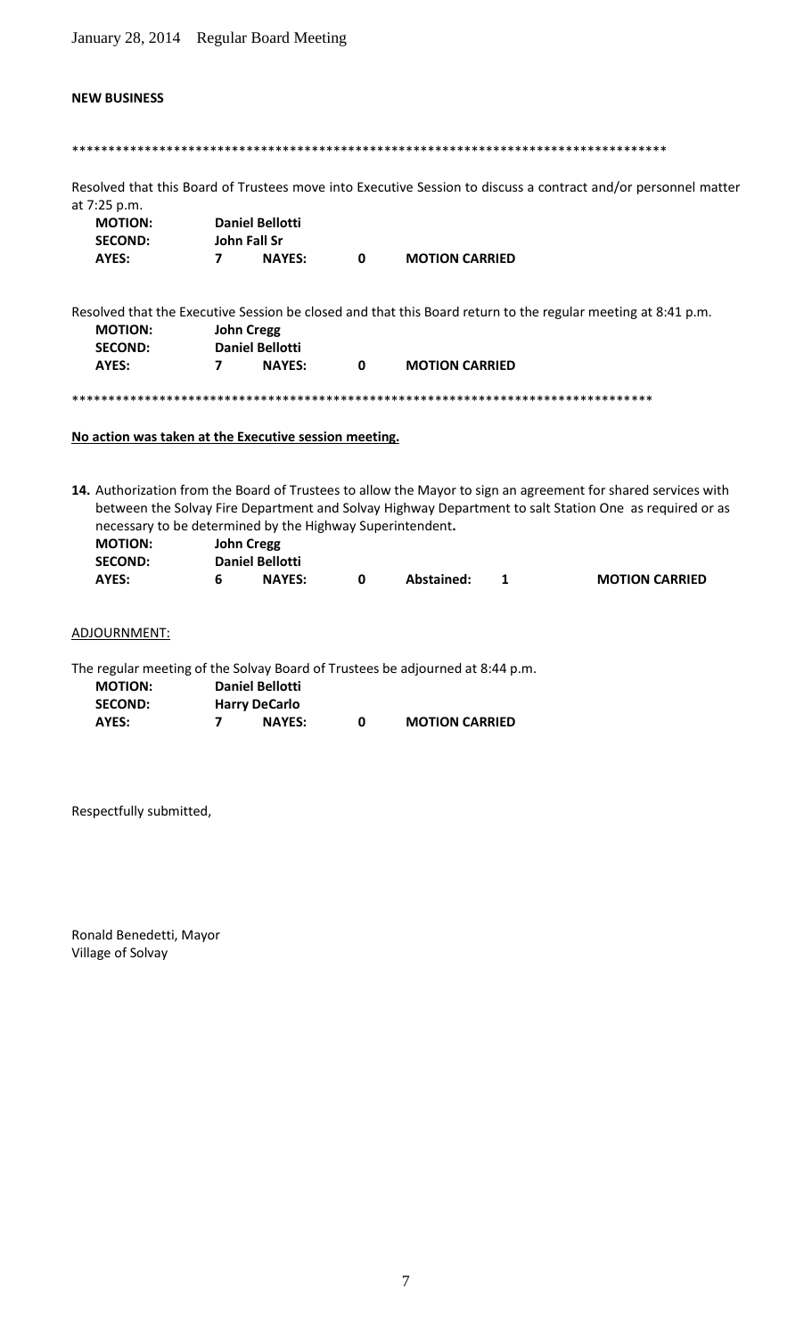**NEW BUSINESS**

\*\*\*\*\*\*\*\*\*\*\*\*\*\*\*\*\*\*\*\*\*\*\*\*\*\*\*\*\*\*\*\*\*\*\*\*\*\*\*\*\*\*\*\*\*\*\*\*\*\*\*\*\*\*\*\*\*\*\*\*\*\*\*\*\*\*\*\*\*\*\*\*\*\*\*\*\*\*\*\*\*\*\*

Resolved that this Board of Trustees move into Executive Session to discuss a contract and/or personnel matter at 7:25 p.m.

| | | | | |
|---|---|---|---|---|
| **MOTION:** | **Daniel Bellotti** | | | |
| **SECOND:** | **John Fall Sr** | | | |
| **AYES:** | **7** | **NAYES:** | **0** | **MOTION CARRIED** |

Resolved that the Executive Session be closed and that this Board return to the regular meeting at 8:41 p.m.

| | | | | |
|---|---|---|---|---|
| **MOTION:** | **John Cregg** | | | |
| **SECOND:** | **Daniel Bellotti** | | | |
| **AYES:** | **7** | **NAYES:** | **0** | **MOTION CARRIED** |

\*\*\*\*\*\*\*\*\*\*\*\*\*\*\*\*\*\*\*\*\*\*\*\*\*\*\*\*\*\*\*\*\*\*\*\*\*\*\*\*\*\*\*\*\*\*\*\*\*\*\*\*\*\*\*\*\*\*\*\*\*\*\*\*\*\*\*\*\*\*\*\*\*\*\*\*\*\*\*\*\*\*\*

**No action was taken at the Executive session meeting.**

**14.** Authorization from the Board of Trustees to allow the Mayor to sign an agreement for shared services with between the Solvay Fire Department and Solvay Highway Department to salt Station One as required or as necessary to be determined by the Highway Superintendent**.**

| | | | | | | |
|---|---|---|---|---|---|---|
| **MOTION:** | **John Cregg** | | | | | |
| **SECOND:** | **Daniel Bellotti** | | | | | |
| **AYES:** | **6** | **NAYES:** | **0** | **Abstained:** | **1** | **MOTION CARRIED** |

ADJOURNMENT:

The regular meeting of the Solvay Board of Trustees be adjourned at 8:44 p.m.

| | | | | |
|---|---|---|---|---|
| **MOTION:** | **Daniel Bellotti** | | | |
| **SECOND:** | **Harry DeCarlo** | | | |
| **AYES:** | **7** | **NAYES:** | **0** | **MOTION CARRIED** |

Respectfully submitted,

Ronald Benedetti, Mayor
Village of Solvay